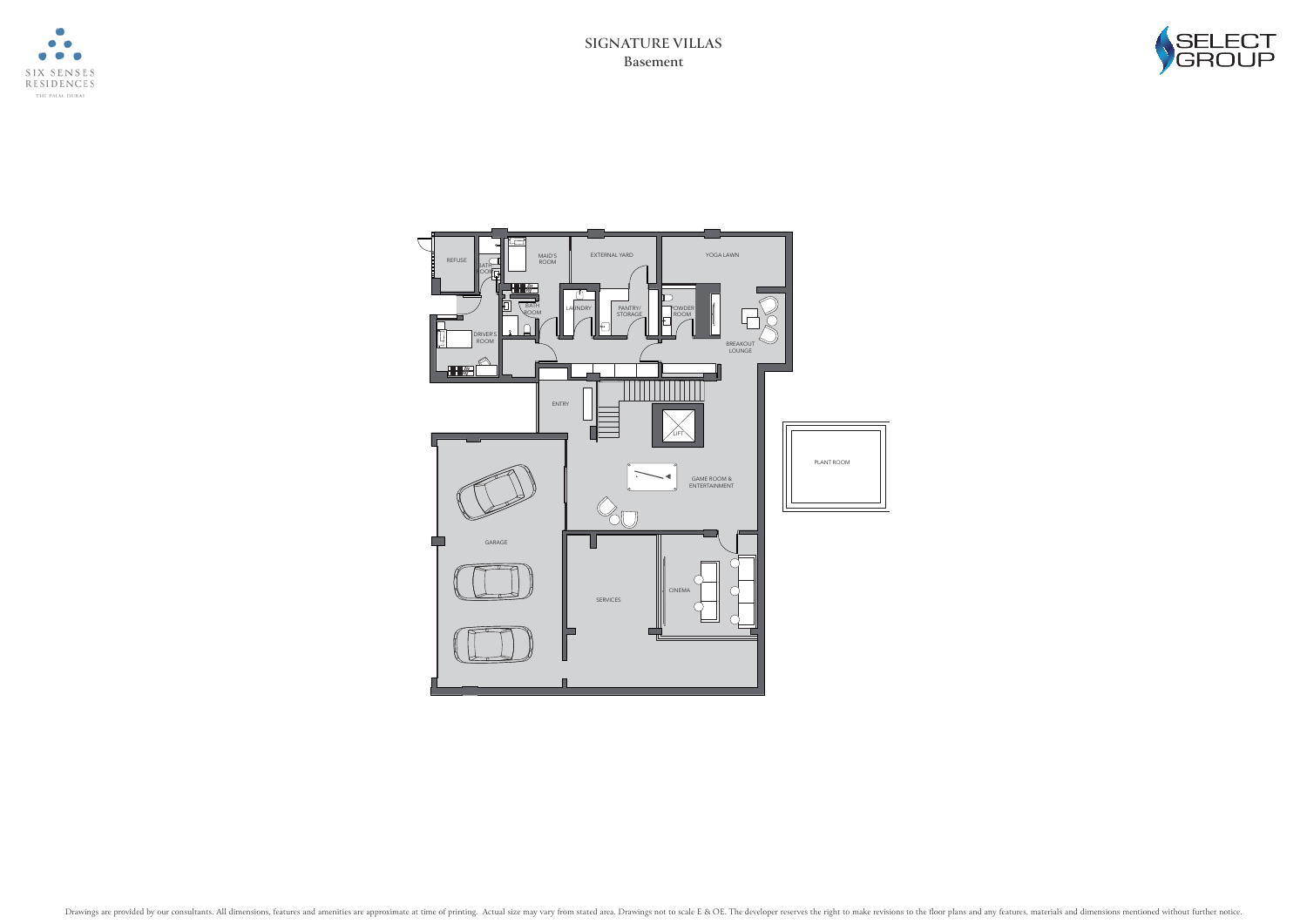# SIGNATURE VILLAS

## Basement

SIX SENSES RESIDENCES THE PALM DUBAI

SELECT GROUP

REFUSE

BATH ROOM

MAID'S ROOM

EXTERNAL YARD

YOGA LAWN

BATH ROOM

LAUNDRY

PANTRY/ STORAGE

POWDER ROOM

DRIVER'S ROOM

BREAKOUT LOUNGE

ENTRY

LIFT

GAME ROOM & ENTERTAINMENT

PLANT ROOM

GARAGE

SERVICES

CINEMA

Drawings are provided by our consultants. All dimensions, features and amenities are approximate at time of printing. Actual size may vary from stated area. Drawings not to scale E & OE. The developer reserves the right to make revisions to the floor plans and any features, materials and dimensions mentioned without further notice.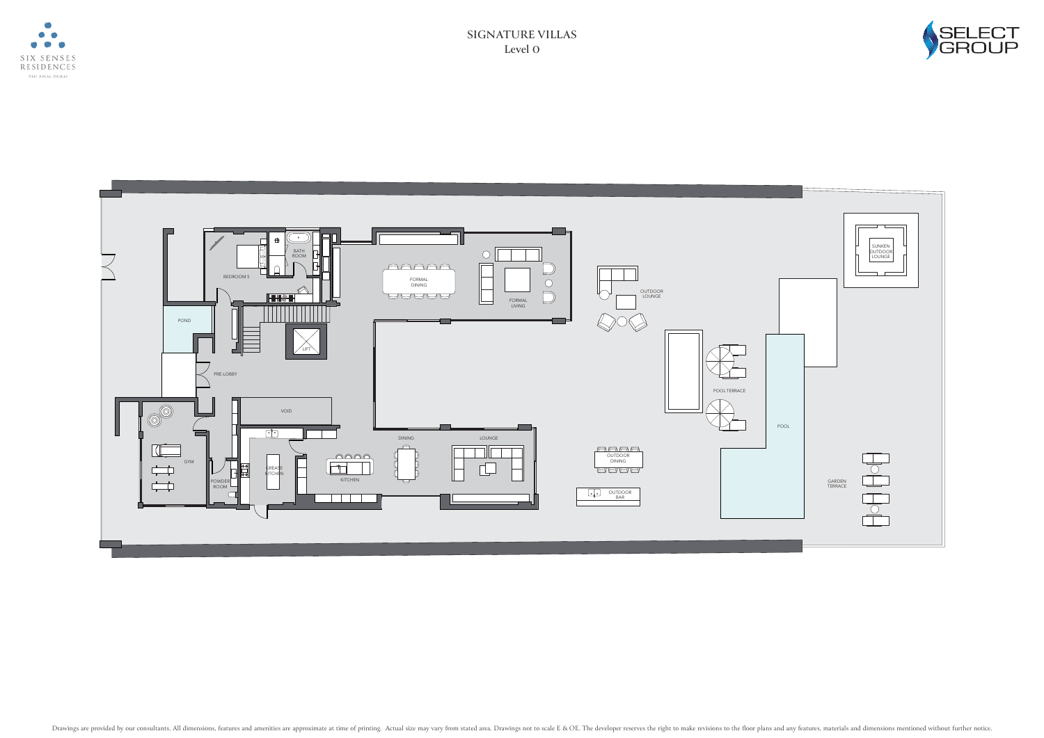# SIGNATURE VILLAS

## Level 0

SIX SENSES RESIDENCES THE PALM DUBAI

SELECT GROUP

BEDROOM 5

BATH ROOM

FORMAL DINING

FORMAL LIVING

OUTDOOR LOUNGE

SUNKEN OUTDOOR LOUNGE

POND

LIFT

PRE-LOBBY

POOL TERRACE

POOL

VOID

GYM

POWDER ROOM

GREASE KITCHEN

KITCHEN

DINING

LOUNGE

OUTDOOR DINING

OUTDOOR BAR

GARDEN TERRACE

Drawings are provided by our consultants. All dimensions, features and amenities are approximate at time of printing. Actual size may vary from stated area. Drawings not to scale E & OE. The developer reserves the right to make revisions to the floor plans and any features, materials and dimensions mentioned without further notice.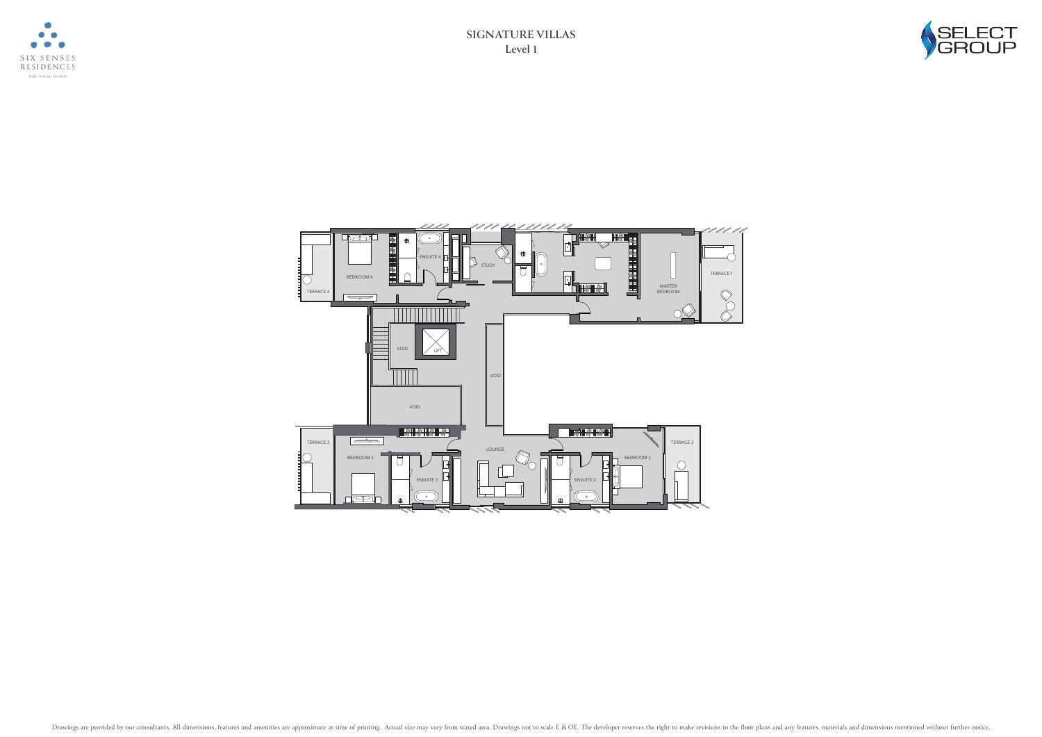# SIGNATURE VILLAS

## Level 1

SIX SENSES RESIDENCES THE PALM DUBAI

SELECT GROUP

TERRACE 4

BEDROOM 4

ENSUITE 4

STUDY

MASTER BEDROOM

TERRACE 1

VOID

LIFT

VOID

VOID

TERRACE 3

BEDROOM 3

ENSUITE 3

LOUNGE

ENSUITE 2

BEDROOM 2

TERRACE 2

Drawings are provided by our consultants. All dimensions, features and amenities are approximate at time of printing. Actual size may vary from stated area. Drawings not to scale E & OE. The developer reserves the right to make revisions to the floor plans and any features, materials and dimensions mentioned without further notice.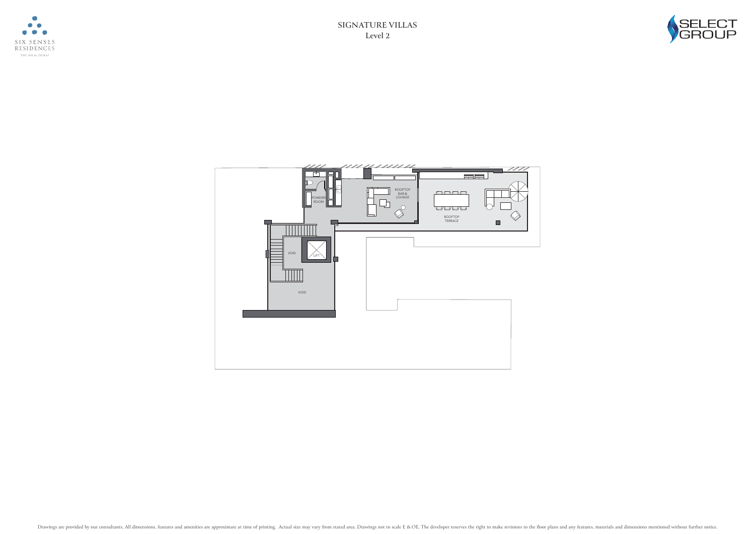# SIGNATURE VILLAS
## Level 2

POWDER ROOM

ROOFTOP BAR & LOUNGE

ROOFTOP TERRACE

VOID

LIFT

VOID

Drawings are provided by our consultants. All dimensions, features and amenities are approximate at time of printing. Actual size may vary from stated area. Drawings not to scale E & OE. The developer reserves the right to make revisions to the floor plans and any features, materials and dimensions mentioned without further notice.